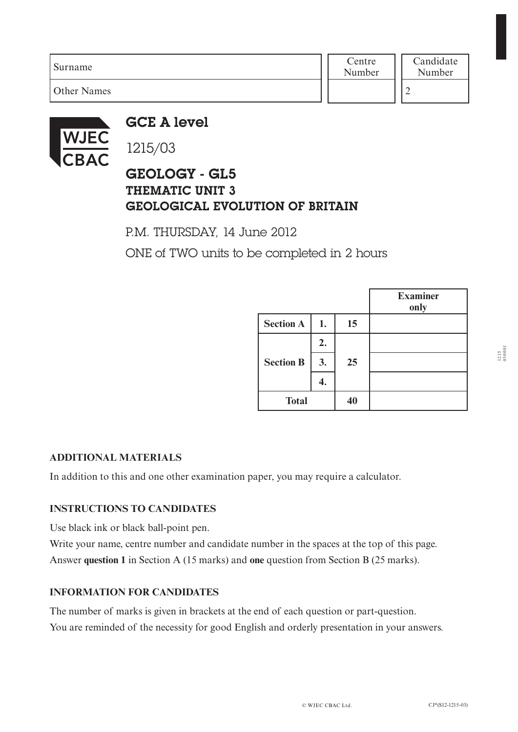| Surname | Centre Number | Candidate Number |
|---|---|---|
| Other Names | | 2 |

# GCE A level

1215/03

## GEOLOGY - GL5
### THEMATIC UNIT 3
### GEOLOGICAL EVOLUTION OF BRITAIN

P.M. THURSDAY, 14 June 2012

ONE of TWO units to be completed in 2 hours

| | | | Examiner only |
|---|---|---|---|
| Section A | 1. | 15 | |
| Section B | 2. | 25 | |
| | 3. | | |
| | 4. | | |
| Total | | 40 | |

**ADDITIONAL MATERIALS**

In addition to this and one other examination paper, you may require a calculator.

**INSTRUCTIONS TO CANDIDATES**

Use black ink or black ball-point pen.

Write your name, centre number and candidate number in the spaces at the top of this page.

Answer **question 1** in Section A (15 marks) and **one** question from Section B (25 marks).

**INFORMATION FOR CANDIDATES**

The number of marks is given in brackets at the end of each question or part-question.

You are reminded of the necessity for good English and orderly presentation in your answers.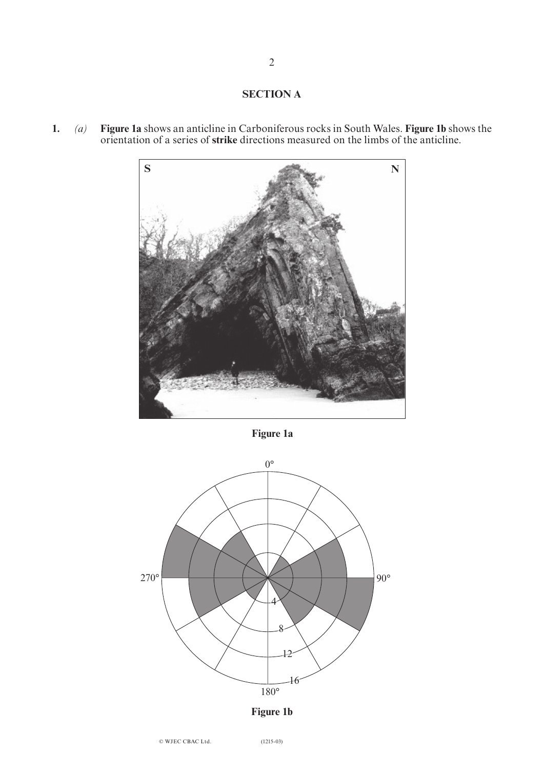## SECTION A

**1.** *(a)* **Figure 1a** shows an anticline in Carboniferous rocks in South Wales. **Figure 1b** shows the orientation of a series of **strike** directions measured on the limbs of the anticline.

**Figure 1a**

**Figure 1b**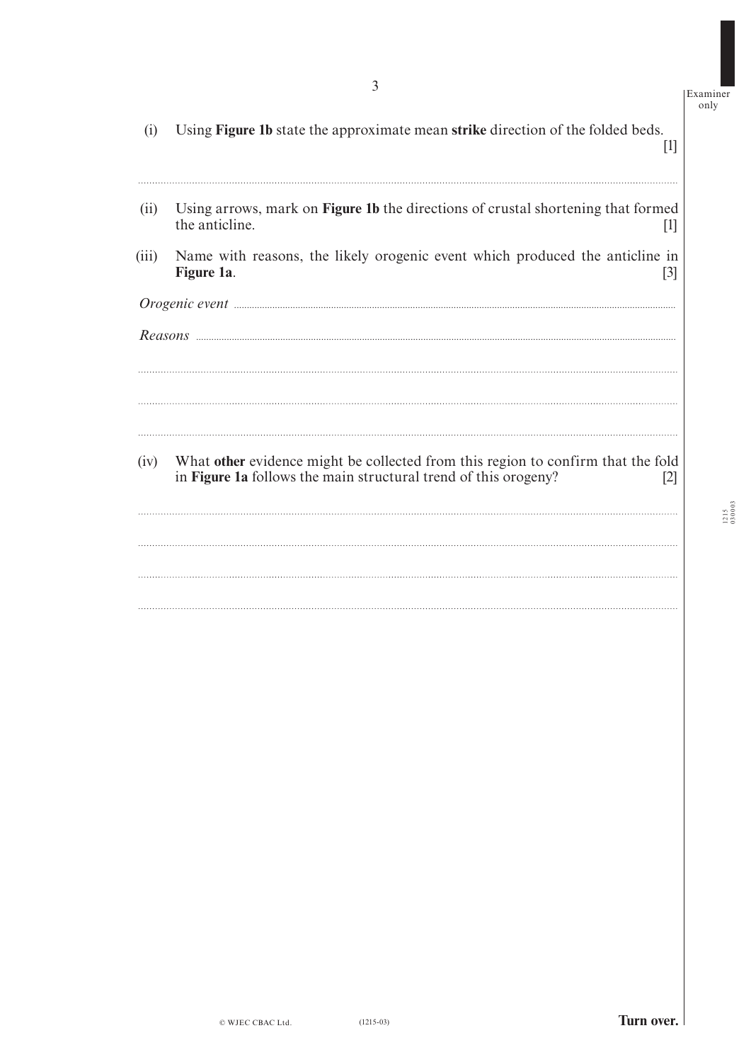(i) Using **Figure 1b** state the approximate mean **strike** direction of the folded beds. [1]

.............................................................................................................................................................................................

(ii) Using arrows, mark on **Figure 1b** the directions of crustal shortening that formed the anticline. [1]

(iii) Name with reasons, the likely orogenic event which produced the anticline in **Figure 1a**. [3]

*Orogenic event* .............................................................................................................................................................................................

*Reasons* .............................................................................................................................................................................................

.............................................................................................................................................................................................

.............................................................................................................................................................................................

.............................................................................................................................................................................................

(iv) What **other** evidence might be collected from this region to confirm that the fold in **Figure 1a** follows the main structural trend of this orogeny? [2]

.............................................................................................................................................................................................

.............................................................................................................................................................................................

.............................................................................................................................................................................................

.............................................................................................................................................................................................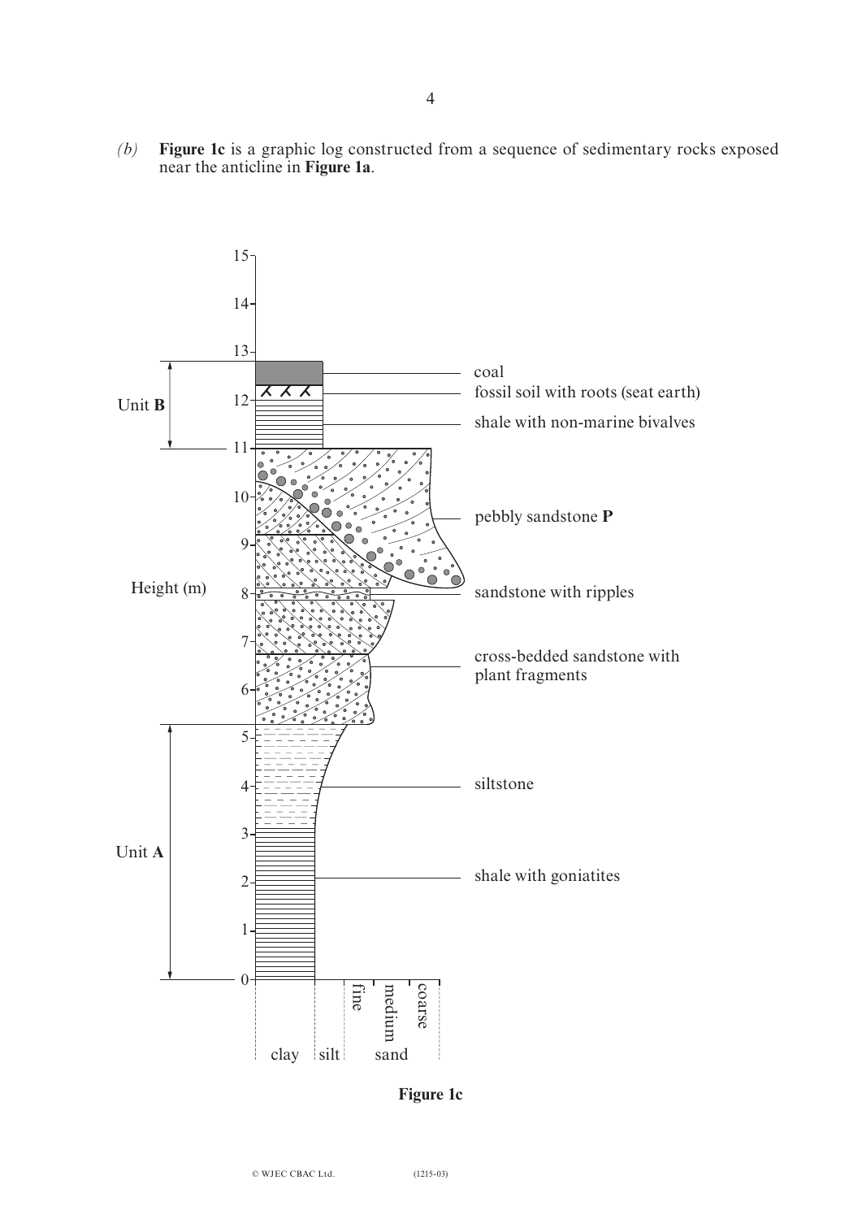*(b)* **Figure 1c** is a graphic log constructed from a sequence of sedimentary rocks exposed near the anticline in **Figure 1a**.

Unit **B**

coal

fossil soil with roots (seat earth)

shale with non-marine bivalves

pebbly sandstone **P**

sandstone with ripples

cross-bedded sandstone with plant fragments

Height (m)

siltstone

Unit **A**

shale with goniatites

clay | silt | sand (fine, medium, coarse)

**Figure 1c**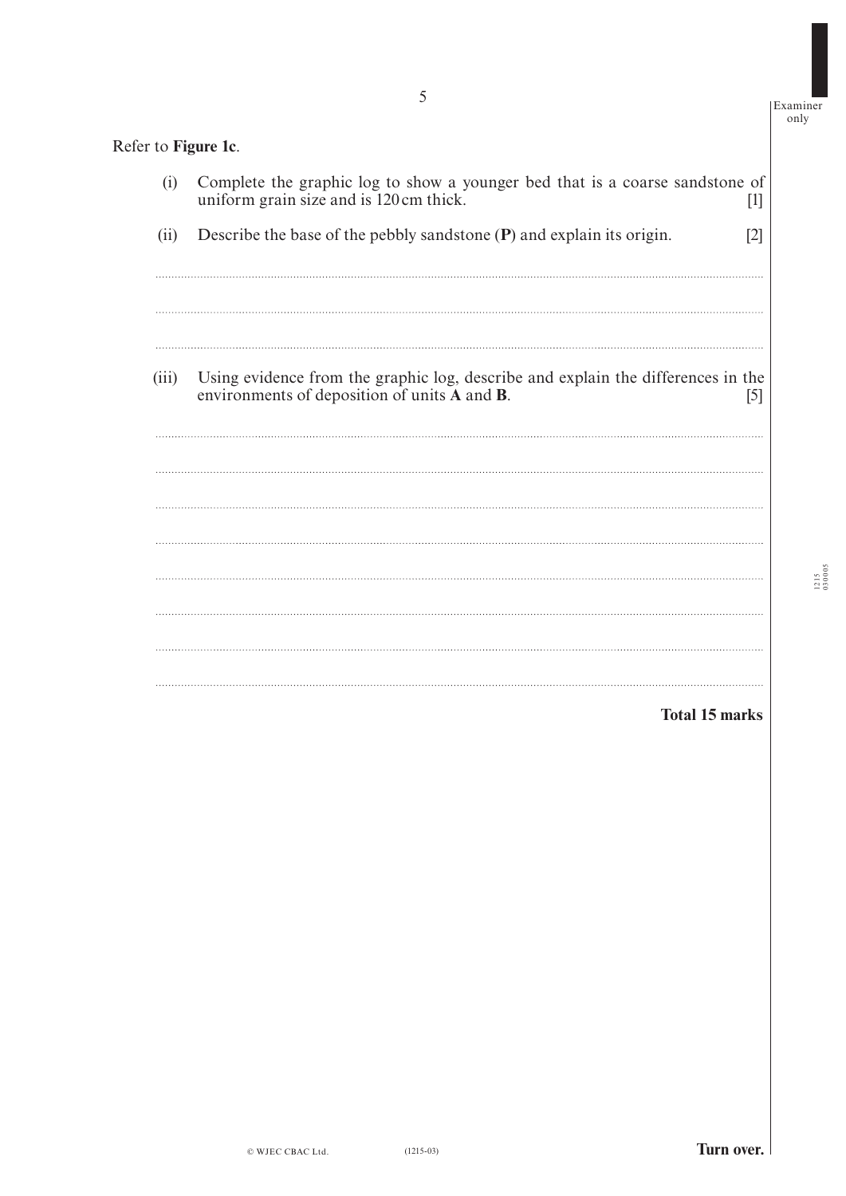Refer to **Figure 1c**.

(i) Complete the graphic log to show a younger bed that is a coarse sandstone of uniform grain size and is 120 cm thick. [1]

(ii) Describe the base of the pebbly sandstone (**P**) and explain its origin. [2]

.....................................................................................................................................................

.....................................................................................................................................................

.....................................................................................................................................................

(iii) Using evidence from the graphic log, describe and explain the differences in the environments of deposition of units **A** and **B**. [5]

.....................................................................................................................................................

.....................................................................................................................................................

.....................................................................................................................................................

.....................................................................................................................................................

.....................................................................................................................................................

.....................................................................................................................................................

.....................................................................................................................................................

.....................................................................................................................................................

**Total 15 marks**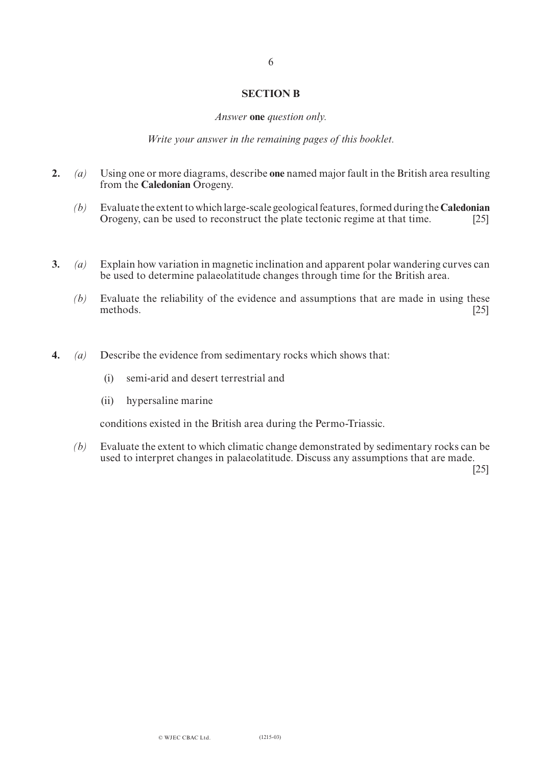## SECTION B

*Answer* **one** *question only.*

*Write your answer in the remaining pages of this booklet.*

**2.** *(a)* Using one or more diagrams, describe **one** named major fault in the British area resulting from the **Caledonian** Orogeny.

*(b)* Evaluate the extent to which large-scale geological features, formed during the **Caledonian** Orogeny, can be used to reconstruct the plate tectonic regime at that time. [25]

**3.** *(a)* Explain how variation in magnetic inclination and apparent polar wandering curves can be used to determine palaeolatitude changes through time for the British area.

*(b)* Evaluate the reliability of the evidence and assumptions that are made in using these methods. [25]

**4.** *(a)* Describe the evidence from sedimentary rocks which shows that:

(i) semi-arid and desert terrestrial and

(ii) hypersaline marine

conditions existed in the British area during the Permo-Triassic.

*(b)* Evaluate the extent to which climatic change demonstrated by sedimentary rocks can be used to interpret changes in palaeolatitude. Discuss any assumptions that are made. [25]